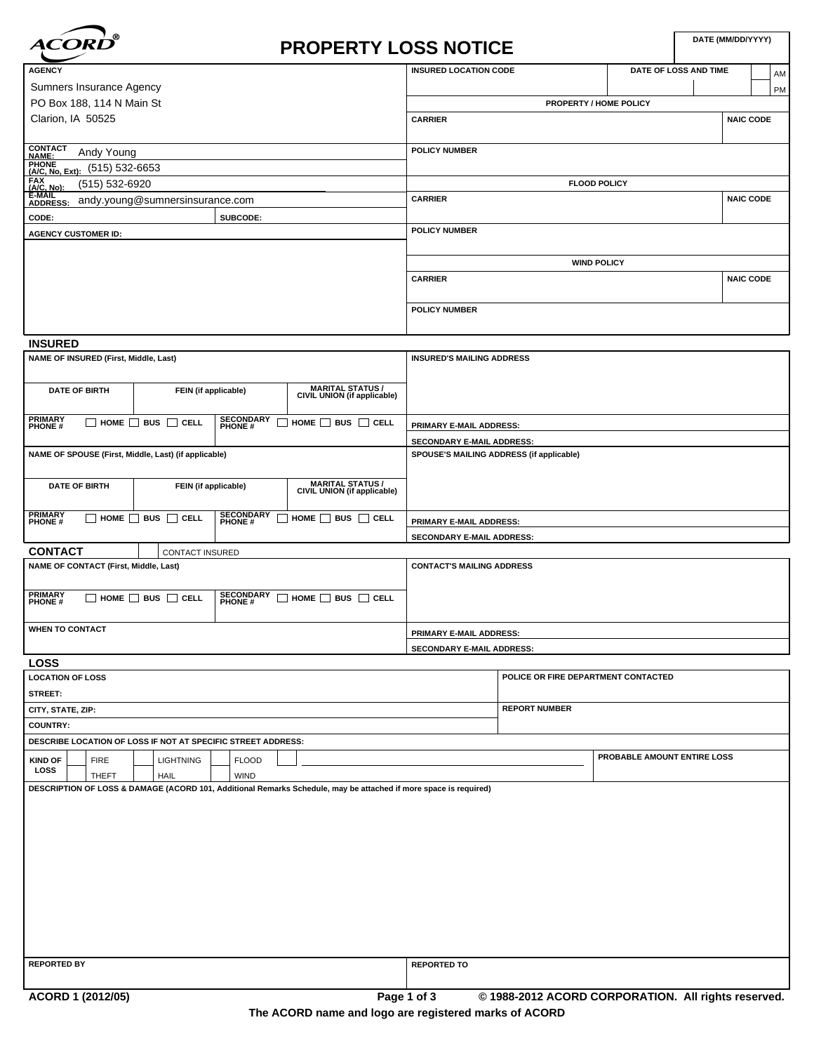# PROPERTY LOSS NOTICE

ACORD®

| DATE (MM/DD/YYYY) |
|---|
| |

| AGENCY | INSURED LOCATION CODE | DATE OF LOSS AND TIME | AM / PM |
|---|---|---|---|
| Sumners Insurance Agency<br>PO Box 188, 114 N Main St<br>Clarion, IA 50525 | | | |

**PROPERTY / HOME POLICY**

| CARRIER | NAIC CODE |
|---|---|
| | |

| POLICY NUMBER |
|---|
| |

| CONTACT NAME: | Andy Young |
|---|---|
| PHONE (A/C, No, Ext): | (515) 532-6653 |
| FAX (A/C, No): | (515) 532-6920 |
| E-MAIL ADDRESS: | andy.young@sumnersinsurance.com |
| CODE: | SUBCODE: |
| AGENCY CUSTOMER ID: | |

**FLOOD POLICY**

| CARRIER | NAIC CODE |
|---|---|
| | |

| POLICY NUMBER |
|---|
| |

**WIND POLICY**

| CARRIER | NAIC CODE |
|---|---|
| | |

| POLICY NUMBER |
|---|
| |

## INSURED

| NAME OF INSURED (First, Middle, Last) | | | INSURED'S MAILING ADDRESS |
|---|---|---|---|
| DATE OF BIRTH | FEIN (if applicable) | MARITAL STATUS / CIVIL UNION (if applicable) | |
| PRIMARY PHONE # ☐ HOME ☐ BUS ☐ CELL | SECONDARY PHONE # ☐ HOME ☐ BUS ☐ CELL | | PRIMARY E-MAIL ADDRESS: |
| | | | SECONDARY E-MAIL ADDRESS: |
| NAME OF SPOUSE (First, Middle, Last) (if applicable) | | | SPOUSE'S MAILING ADDRESS (if applicable) |
| DATE OF BIRTH | FEIN (if applicable) | MARITAL STATUS / CIVIL UNION (if applicable) | |
| PRIMARY PHONE # ☐ HOME ☐ BUS ☐ CELL | SECONDARY PHONE # ☐ HOME ☐ BUS ☐ CELL | | PRIMARY E-MAIL ADDRESS: |
| | | | SECONDARY E-MAIL ADDRESS: |

## CONTACT

☐ CONTACT INSURED

| NAME OF CONTACT (First, Middle, Last) | | CONTACT'S MAILING ADDRESS |
|---|---|---|
| PRIMARY PHONE # ☐ HOME ☐ BUS ☐ CELL | SECONDARY PHONE # ☐ HOME ☐ BUS ☐ CELL | |
| WHEN TO CONTACT | | PRIMARY E-MAIL ADDRESS: |
| | | SECONDARY E-MAIL ADDRESS: |

## LOSS

| LOCATION OF LOSS | POLICE OR FIRE DEPARTMENT CONTACTED |
|---|---|
| STREET: | |
| CITY, STATE, ZIP: | REPORT NUMBER |
| COUNTRY: | |
| DESCRIBE LOCATION OF LOSS IF NOT AT SPECIFIC STREET ADDRESS: | |

| KIND OF LOSS | ☐ FIRE | ☐ LIGHTNING | ☐ FLOOD | ☐ ________ | PROBABLE AMOUNT ENTIRE LOSS |
|---|---|---|---|---|---|
| | ☐ THEFT | ☐ HAIL | ☐ WIND | | |

DESCRIPTION OF LOSS & DAMAGE (ACORD 101, Additional Remarks Schedule, may be attached if more space is required)

| REPORTED BY | REPORTED TO |
|---|---|
| | |

ACORD 1 (2012/05) © 1988-2012 ACORD CORPORATION. All rights reserved.

The ACORD name and logo are registered marks of ACORD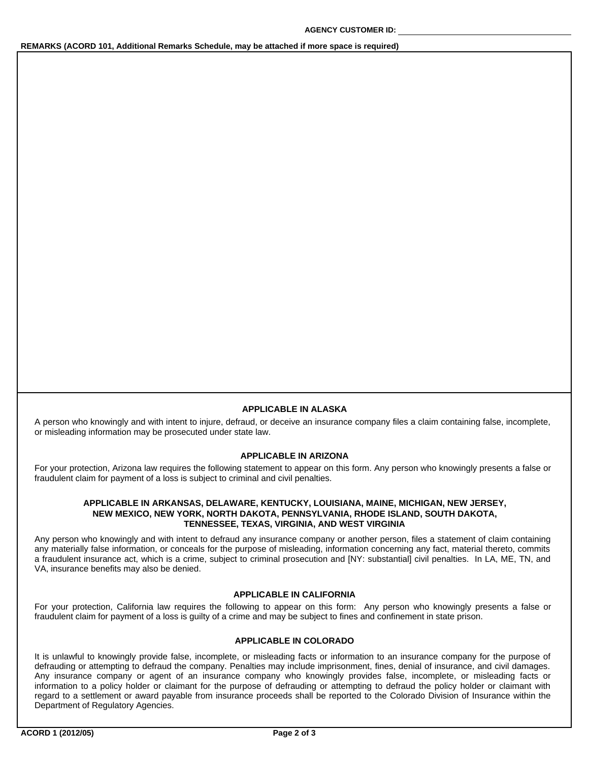AGENCY CUSTOMER ID: 

**REMARKS (ACORD 101, Additional Remarks Schedule, may be attached if more space is required)**

### APPLICABLE IN ALASKA

A person who knowingly and with intent to injure, defraud, or deceive an insurance company files a claim containing false, incomplete, or misleading information may be prosecuted under state law.

### APPLICABLE IN ARIZONA

For your protection, Arizona law requires the following statement to appear on this form. Any person who knowingly presents a false or fraudulent claim for payment of a loss is subject to criminal and civil penalties.

### APPLICABLE IN ARKANSAS, DELAWARE, KENTUCKY, LOUISIANA, MAINE, MICHIGAN, NEW JERSEY, NEW MEXICO, NEW YORK, NORTH DAKOTA, PENNSYLVANIA, RHODE ISLAND, SOUTH DAKOTA, TENNESSEE, TEXAS, VIRGINIA, AND WEST VIRGINIA

Any person who knowingly and with intent to defraud any insurance company or another person, files a statement of claim containing any materially false information, or conceals for the purpose of misleading, information concerning any fact, material thereto, commits a fraudulent insurance act, which is a crime, subject to criminal prosecution and [NY: substantial] civil penalties. In LA, ME, TN, and VA, insurance benefits may also be denied.

### APPLICABLE IN CALIFORNIA

For your protection, California law requires the following to appear on this form: Any person who knowingly presents a false or fraudulent claim for payment of a loss is guilty of a crime and may be subject to fines and confinement in state prison.

### APPLICABLE IN COLORADO

It is unlawful to knowingly provide false, incomplete, or misleading facts or information to an insurance company for the purpose of defrauding or attempting to defraud the company. Penalties may include imprisonment, fines, denial of insurance, and civil damages. Any insurance company or agent of an insurance company who knowingly provides false, incomplete, or misleading facts or information to a policy holder or claimant for the purpose of defrauding or attempting to defraud the policy holder or claimant with regard to a settlement or award payable from insurance proceeds shall be reported to the Colorado Division of Insurance within the Department of Regulatory Agencies.

ACORD 1 (2012/05)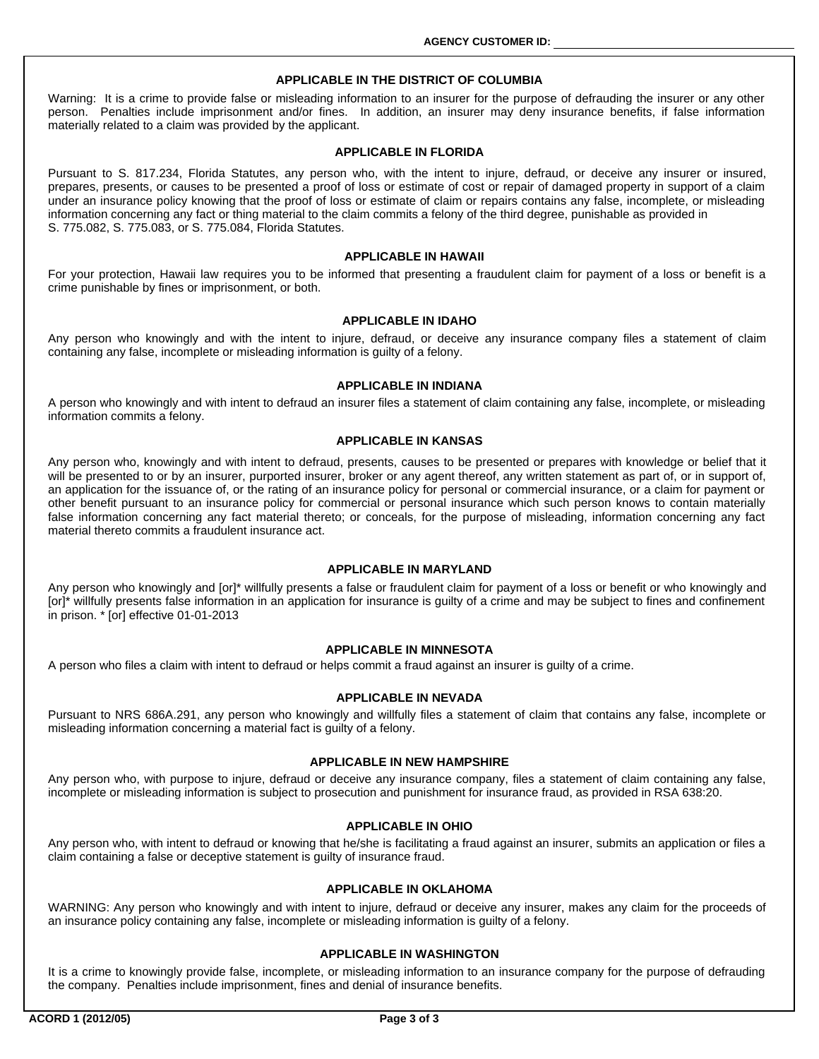AGENCY CUSTOMER ID: ____________________

### APPLICABLE IN THE DISTRICT OF COLUMBIA

Warning: It is a crime to provide false or misleading information to an insurer for the purpose of defrauding the insurer or any other person. Penalties include imprisonment and/or fines. In addition, an insurer may deny insurance benefits, if false information materially related to a claim was provided by the applicant.

### APPLICABLE IN FLORIDA

Pursuant to S. 817.234, Florida Statutes, any person who, with the intent to injure, defraud, or deceive any insurer or insured, prepares, presents, or causes to be presented a proof of loss or estimate of cost or repair of damaged property in support of a claim under an insurance policy knowing that the proof of loss or estimate of claim or repairs contains any false, incomplete, or misleading information concerning any fact or thing material to the claim commits a felony of the third degree, punishable as provided in S. 775.082, S. 775.083, or S. 775.084, Florida Statutes.

### APPLICABLE IN HAWAII

For your protection, Hawaii law requires you to be informed that presenting a fraudulent claim for payment of a loss or benefit is a crime punishable by fines or imprisonment, or both.

### APPLICABLE IN IDAHO

Any person who knowingly and with the intent to injure, defraud, or deceive any insurance company files a statement of claim containing any false, incomplete or misleading information is guilty of a felony.

### APPLICABLE IN INDIANA

A person who knowingly and with intent to defraud an insurer files a statement of claim containing any false, incomplete, or misleading information commits a felony.

### APPLICABLE IN KANSAS

Any person who, knowingly and with intent to defraud, presents, causes to be presented or prepares with knowledge or belief that it will be presented to or by an insurer, purported insurer, broker or any agent thereof, any written statement as part of, or in support of, an application for the issuance of, or the rating of an insurance policy for personal or commercial insurance, or a claim for payment or other benefit pursuant to an insurance policy for commercial or personal insurance which such person knows to contain materially false information concerning any fact material thereto; or conceals, for the purpose of misleading, information concerning any fact material thereto commits a fraudulent insurance act.

### APPLICABLE IN MARYLAND

Any person who knowingly and [or]* willfully presents a false or fraudulent claim for payment of a loss or benefit or who knowingly and [or]* willfully presents false information in an application for insurance is guilty of a crime and may be subject to fines and confinement in prison. * [or] effective 01-01-2013

### APPLICABLE IN MINNESOTA

A person who files a claim with intent to defraud or helps commit a fraud against an insurer is guilty of a crime.

### APPLICABLE IN NEVADA

Pursuant to NRS 686A.291, any person who knowingly and willfully files a statement of claim that contains any false, incomplete or misleading information concerning a material fact is guilty of a felony.

### APPLICABLE IN NEW HAMPSHIRE

Any person who, with purpose to injure, defraud or deceive any insurance company, files a statement of claim containing any false, incomplete or misleading information is subject to prosecution and punishment for insurance fraud, as provided in RSA 638:20.

### APPLICABLE IN OHIO

Any person who, with intent to defraud or knowing that he/she is facilitating a fraud against an insurer, submits an application or files a claim containing a false or deceptive statement is guilty of insurance fraud.

### APPLICABLE IN OKLAHOMA

WARNING: Any person who knowingly and with intent to injure, defraud or deceive any insurer, makes any claim for the proceeds of an insurance policy containing any false, incomplete or misleading information is guilty of a felony.

### APPLICABLE IN WASHINGTON

It is a crime to knowingly provide false, incomplete, or misleading information to an insurance company for the purpose of defrauding the company. Penalties include imprisonment, fines and denial of insurance benefits.

ACORD 1 (2012/05)